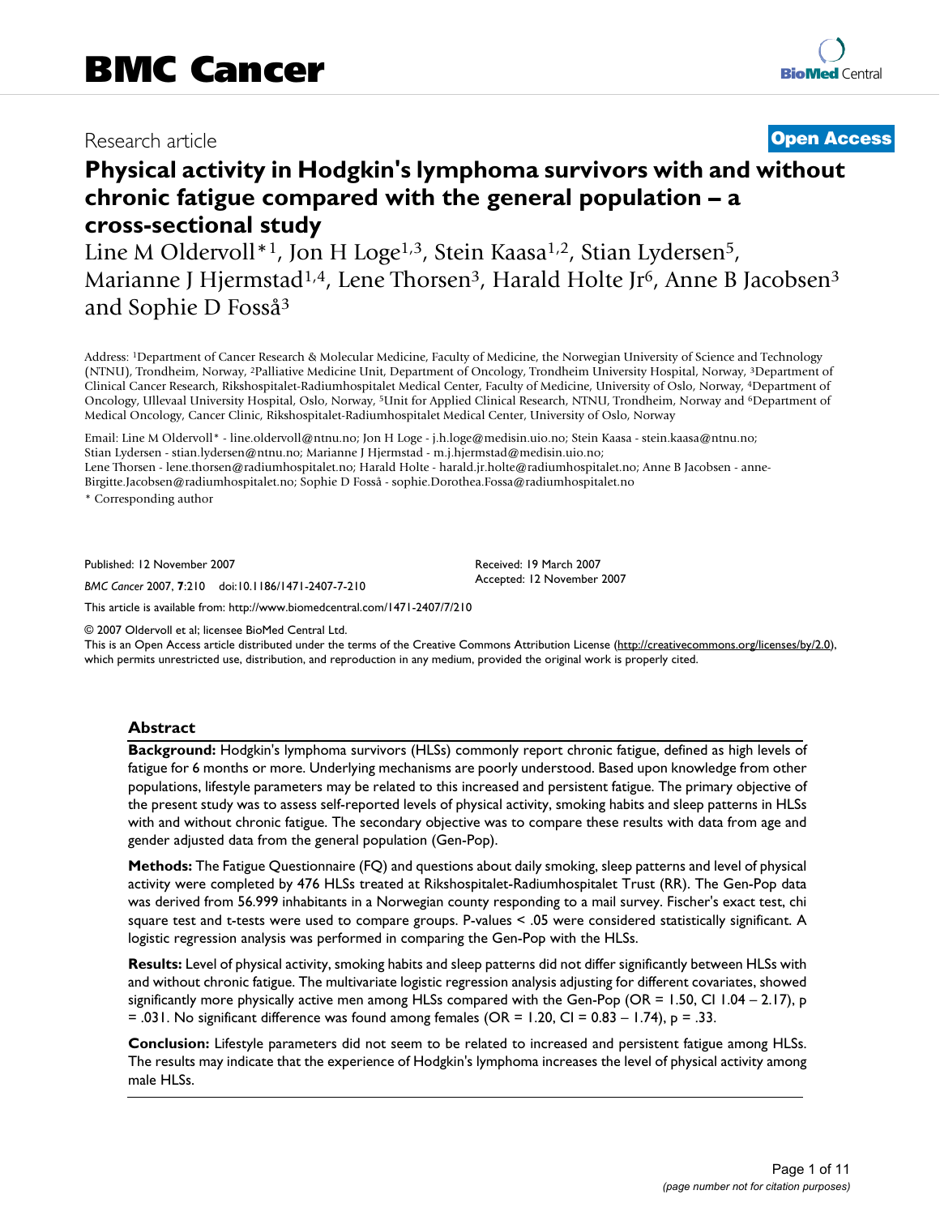BMC Cancer

Research article

**Open Access**

# Physical activity in Hodgkin's lymphoma survivors with and without chronic fatigue compared with the general population – a cross-sectional study

Line M Oldervoll*[1], Jon H Loge[1,3], Stein Kaasa[1,2], Stian Lydersen[5], Marianne J Hjermstad[1,4], Lene Thorsen[3], Harald Holte Jr[6], Anne B Jacobsen[3] and Sophie D Fosså[3]

Address: [1]Department of Cancer Research & Molecular Medicine, Faculty of Medicine, the Norwegian University of Science and Technology (NTNU), Trondheim, Norway, [2]Palliative Medicine Unit, Department of Oncology, Trondheim University Hospital, Norway, [3]Department of Clinical Cancer Research, Rikshospitalet-Radiumhospitalet Medical Center, Faculty of Medicine, University of Oslo, Norway, [4]Department of Oncology, Ullevaal University Hospital, Oslo, Norway, [5]Unit for Applied Clinical Research, NTNU, Trondheim, Norway and [6]Department of Medical Oncology, Cancer Clinic, Rikshospitalet-Radiumhospitalet Medical Center, University of Oslo, Norway

Email: Line M Oldervoll* - line.oldervoll@ntnu.no; Jon H Loge - j.h.loge@medisin.uio.no; Stein Kaasa - stein.kaasa@ntnu.no; Stian Lydersen - stian.lydersen@ntnu.no; Marianne J Hjermstad - m.j.hjermstad@medisin.uio.no; Lene Thorsen - lene.thorsen@radiumhospitalet.no; Harald Holte - harald.jr.holte@radiumhospitalet.no; Anne B Jacobsen - anne-Birgitte.Jacobsen@radiumhospitalet.no; Sophie D Fosså - sophie.Dorothea.Fossa@radiumhospitalet.no

\* Corresponding author

Published: 12 November 2007

*BMC Cancer* 2007, **7**:210 doi:10.1186/1471-2407-7-210

Received: 19 March 2007
Accepted: 12 November 2007

This article is available from: http://www.biomedcentral.com/1471-2407/7/210

© 2007 Oldervoll et al; licensee BioMed Central Ltd.
This is an Open Access article distributed under the terms of the Creative Commons Attribution License (http://creativecommons.org/licenses/by/2.0), which permits unrestricted use, distribution, and reproduction in any medium, provided the original work is properly cited.

## Abstract

**Background:** Hodgkin's lymphoma survivors (HLSs) commonly report chronic fatigue, defined as high levels of fatigue for 6 months or more. Underlying mechanisms are poorly understood. Based upon knowledge from other populations, lifestyle parameters may be related to this increased and persistent fatigue. The primary objective of the present study was to assess self-reported levels of physical activity, smoking habits and sleep patterns in HLSs with and without chronic fatigue. The secondary objective was to compare these results with data from age and gender adjusted data from the general population (Gen-Pop).

**Methods:** The Fatigue Questionnaire (FQ) and questions about daily smoking, sleep patterns and level of physical activity were completed by 476 HLSs treated at Rikshospitalet-Radiumhospitalet Trust (RR). The Gen-Pop data was derived from 56.999 inhabitants in a Norwegian county responding to a mail survey. Fischer's exact test, chi square test and t-tests were used to compare groups. P-values < .05 were considered statistically significant. A logistic regression analysis was performed in comparing the Gen-Pop with the HLSs.

**Results:** Level of physical activity, smoking habits and sleep patterns did not differ significantly between HLSs with and without chronic fatigue. The multivariate logistic regression analysis adjusting for different covariates, showed significantly more physically active men among HLSs compared with the Gen-Pop (OR = 1.50, CI 1.04 – 2.17), p = .031. No significant difference was found among females (OR = 1.20, CI = 0.83 – 1.74), p = .33.

**Conclusion:** Lifestyle parameters did not seem to be related to increased and persistent fatigue among HLSs. The results may indicate that the experience of Hodgkin's lymphoma increases the level of physical activity among male HLSs.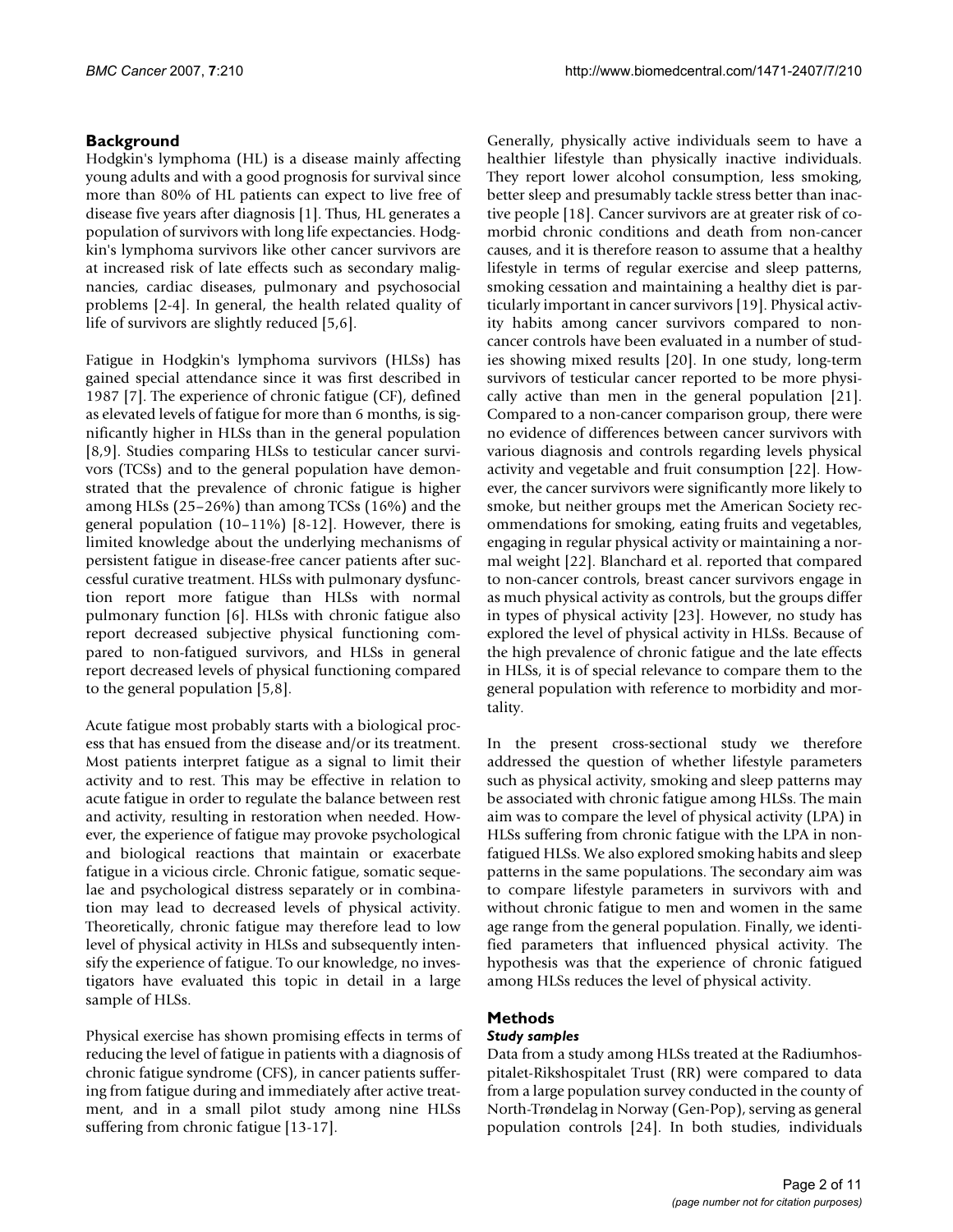## Background

Hodgkin's lymphoma (HL) is a disease mainly affecting young adults and with a good prognosis for survival since more than 80% of HL patients can expect to live free of disease five years after diagnosis [1]. Thus, HL generates a population of survivors with long life expectancies. Hodgkin's lymphoma survivors like other cancer survivors are at increased risk of late effects such as secondary malignancies, cardiac diseases, pulmonary and psychosocial problems [2-4]. In general, the health related quality of life of survivors are slightly reduced [5,6].

Fatigue in Hodgkin's lymphoma survivors (HLSs) has gained special attendance since it was first described in 1987 [7]. The experience of chronic fatigue (CF), defined as elevated levels of fatigue for more than 6 months, is significantly higher in HLSs than in the general population [8,9]. Studies comparing HLSs to testicular cancer survivors (TCSs) and to the general population have demonstrated that the prevalence of chronic fatigue is higher among HLSs (25–26%) than among TCSs (16%) and the general population (10–11%) [8-12]. However, there is limited knowledge about the underlying mechanisms of persistent fatigue in disease-free cancer patients after successful curative treatment. HLSs with pulmonary dysfunction report more fatigue than HLSs with normal pulmonary function [6]. HLSs with chronic fatigue also report decreased subjective physical functioning compared to non-fatigued survivors, and HLSs in general report decreased levels of physical functioning compared to the general population [5,8].

Acute fatigue most probably starts with a biological process that has ensued from the disease and/or its treatment. Most patients interpret fatigue as a signal to limit their activity and to rest. This may be effective in relation to acute fatigue in order to regulate the balance between rest and activity, resulting in restoration when needed. However, the experience of fatigue may provoke psychological and biological reactions that maintain or exacerbate fatigue in a vicious circle. Chronic fatigue, somatic sequelae and psychological distress separately or in combination may lead to decreased levels of physical activity. Theoretically, chronic fatigue may therefore lead to low level of physical activity in HLSs and subsequently intensify the experience of fatigue. To our knowledge, no investigators have evaluated this topic in detail in a large sample of HLSs.

Physical exercise has shown promising effects in terms of reducing the level of fatigue in patients with a diagnosis of chronic fatigue syndrome (CFS), in cancer patients suffering from fatigue during and immediately after active treatment, and in a small pilot study among nine HLSs suffering from chronic fatigue [13-17].

Generally, physically active individuals seem to have a healthier lifestyle than physically inactive individuals. They report lower alcohol consumption, less smoking, better sleep and presumably tackle stress better than inactive people [18]. Cancer survivors are at greater risk of comorbid chronic conditions and death from non-cancer causes, and it is therefore reason to assume that a healthy lifestyle in terms of regular exercise and sleep patterns, smoking cessation and maintaining a healthy diet is particularly important in cancer survivors [19]. Physical activity habits among cancer survivors compared to non-cancer controls have been evaluated in a number of studies showing mixed results [20]. In one study, long-term survivors of testicular cancer reported to be more physically active than men in the general population [21]. Compared to a non-cancer comparison group, there were no evidence of differences between cancer survivors with various diagnosis and controls regarding levels physical activity and vegetable and fruit consumption [22]. However, the cancer survivors were significantly more likely to smoke, but neither groups met the American Society recommendations for smoking, eating fruits and vegetables, engaging in regular physical activity or maintaining a normal weight [22]. Blanchard et al. reported that compared to non-cancer controls, breast cancer survivors engage in as much physical activity as controls, but the groups differ in types of physical activity [23]. However, no study has explored the level of physical activity in HLSs. Because of the high prevalence of chronic fatigue and the late effects in HLSs, it is of special relevance to compare them to the general population with reference to morbidity and mortality.

In the present cross-sectional study we therefore addressed the question of whether lifestyle parameters such as physical activity, smoking and sleep patterns may be associated with chronic fatigue among HLSs. The main aim was to compare the level of physical activity (LPA) in HLSs suffering from chronic fatigue with the LPA in non-fatigued HLSs. We also explored smoking habits and sleep patterns in the same populations. The secondary aim was to compare lifestyle parameters in survivors with and without chronic fatigue to men and women in the same age range from the general population. Finally, we identified parameters that influenced physical activity. The hypothesis was that the experience of chronic fatigued among HLSs reduces the level of physical activity.

## Methods

### *Study samples*

Data from a study among HLSs treated at the Radiumhospitalet-Rikshospitalet Trust (RR) were compared to data from a large population survey conducted in the county of North-Trøndelag in Norway (Gen-Pop), serving as general population controls [24]. In both studies, individuals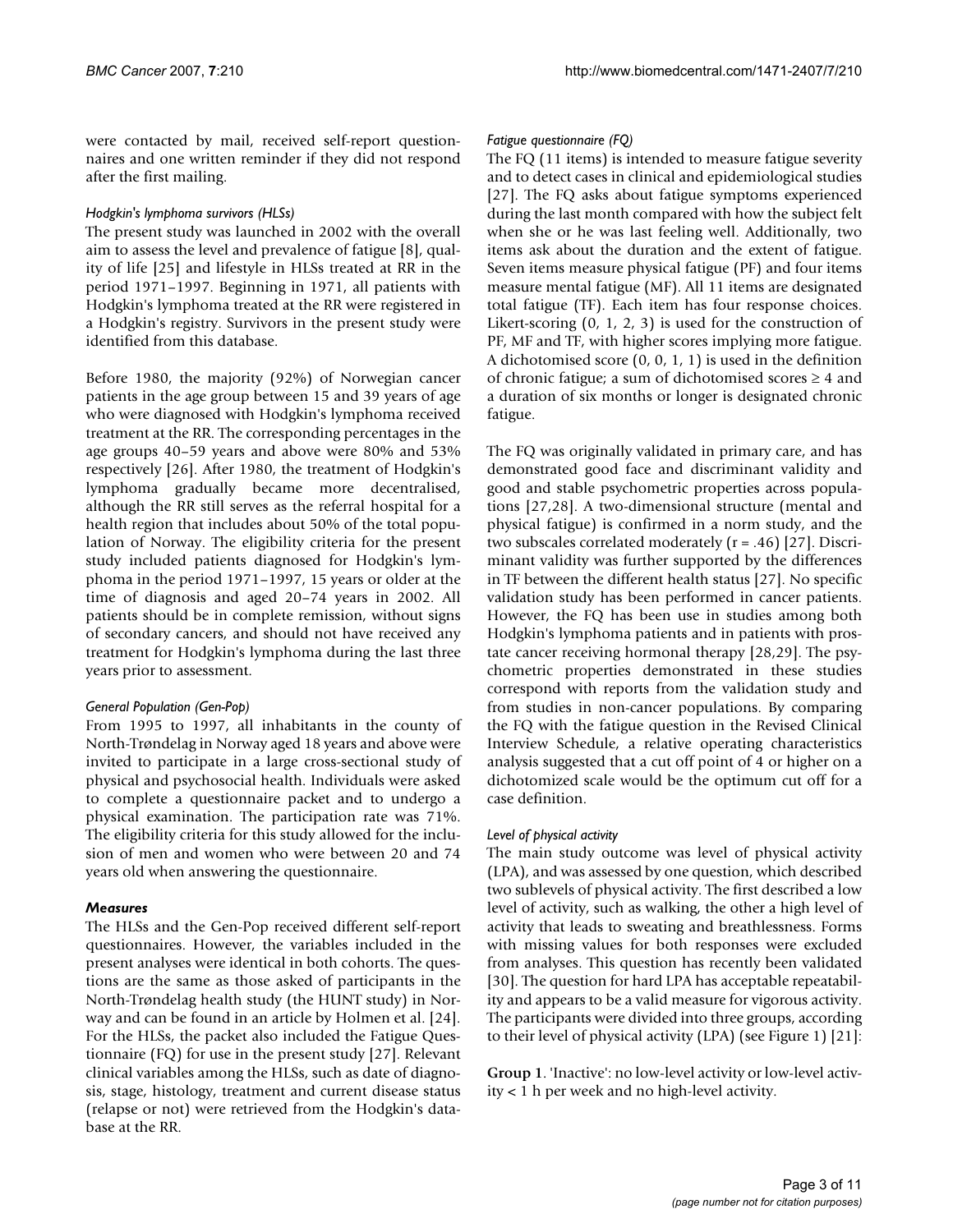were contacted by mail, received self-report questionnaires and one written reminder if they did not respond after the first mailing.

*Hodgkin's lymphoma survivors (HLSs)*

The present study was launched in 2002 with the overall aim to assess the level and prevalence of fatigue [8], quality of life [25] and lifestyle in HLSs treated at RR in the period 1971–1997. Beginning in 1971, all patients with Hodgkin's lymphoma treated at the RR were registered in a Hodgkin's registry. Survivors in the present study were identified from this database.

Before 1980, the majority (92%) of Norwegian cancer patients in the age group between 15 and 39 years of age who were diagnosed with Hodgkin's lymphoma received treatment at the RR. The corresponding percentages in the age groups 40–59 years and above were 80% and 53% respectively [26]. After 1980, the treatment of Hodgkin's lymphoma gradually became more decentralised, although the RR still serves as the referral hospital for a health region that includes about 50% of the total population of Norway. The eligibility criteria for the present study included patients diagnosed for Hodgkin's lymphoma in the period 1971–1997, 15 years or older at the time of diagnosis and aged 20–74 years in 2002. All patients should be in complete remission, without signs of secondary cancers, and should not have received any treatment for Hodgkin's lymphoma during the last three years prior to assessment.

*General Population (Gen-Pop)*

From 1995 to 1997, all inhabitants in the county of North-Trøndelag in Norway aged 18 years and above were invited to participate in a large cross-sectional study of physical and psychosocial health. Individuals were asked to complete a questionnaire packet and to undergo a physical examination. The participation rate was 71%. The eligibility criteria for this study allowed for the inclusion of men and women who were between 20 and 74 years old when answering the questionnaire.

### *Measures*

The HLSs and the Gen-Pop received different self-report questionnaires. However, the variables included in the present analyses were identical in both cohorts. The questions are the same as those asked of participants in the North-Trøndelag health study (the HUNT study) in Norway and can be found in an article by Holmen et al. [24]. For the HLSs, the packet also included the Fatigue Questionnaire (FQ) for use in the present study [27]. Relevant clinical variables among the HLSs, such as date of diagnosis, stage, histology, treatment and current disease status (relapse or not) were retrieved from the Hodgkin's database at the RR.

*Fatigue questionnaire (FQ)*

The FQ (11 items) is intended to measure fatigue severity and to detect cases in clinical and epidemiological studies [27]. The FQ asks about fatigue symptoms experienced during the last month compared with how the subject felt when she or he was last feeling well. Additionally, two items ask about the duration and the extent of fatigue. Seven items measure physical fatigue (PF) and four items measure mental fatigue (MF). All 11 items are designated total fatigue (TF). Each item has four response choices. Likert-scoring (0, 1, 2, 3) is used for the construction of PF, MF and TF, with higher scores implying more fatigue. A dichotomised score (0, 0, 1, 1) is used in the definition of chronic fatigue; a sum of dichotomised scores $\geq 4$ and a duration of six months or longer is designated chronic fatigue.

The FQ was originally validated in primary care, and has demonstrated good face and discriminant validity and good and stable psychometric properties across populations [27,28]. A two-dimensional structure (mental and physical fatigue) is confirmed in a norm study, and the two subscales correlated moderately ($r = .46$) [27]. Discriminant validity was further supported by the differences in TF between the different health status [27]. No specific validation study has been performed in cancer patients. However, the FQ has been use in studies among both Hodgkin's lymphoma patients and in patients with prostate cancer receiving hormonal therapy [28,29]. The psychometric properties demonstrated in these studies correspond with reports from the validation study and from studies in non-cancer populations. By comparing the FQ with the fatigue question in the Revised Clinical Interview Schedule, a relative operating characteristics analysis suggested that a cut off point of 4 or higher on a dichotomized scale would be the optimum cut off for a case definition.

*Level of physical activity*

The main study outcome was level of physical activity (LPA), and was assessed by one question, which described two sublevels of physical activity. The first described a low level of activity, such as walking, the other a high level of activity that leads to sweating and breathlessness. Forms with missing values for both responses were excluded from analyses. This question has recently been validated [30]. The question for hard LPA has acceptable repeatability and appears to be a valid measure for vigorous activity. The participants were divided into three groups, according to their level of physical activity (LPA) (see Figure 1) [21]:

**Group 1**. 'Inactive': no low-level activity or low-level activity < 1 h per week and no high-level activity.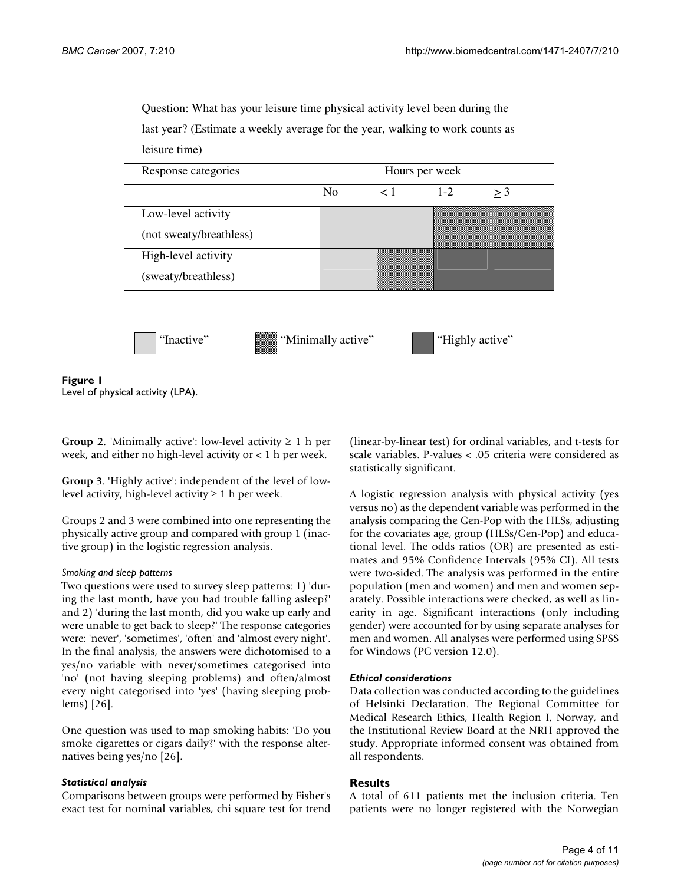Question: What has your leisure time physical activity level been during the last year? (Estimate a weekly average for the year, walking to work counts as leisure time)

| Response categories | Hours per week | | | |
|---|---|---|---|---|
| | No | < 1 | 1-2 | ≥ 3 |
| Low-level activity (not sweaty/breathless) | Inactive | Inactive | Minimally active | Minimally active |
| High-level activity (sweaty/breathless) | Inactive | Minimally active | Highly active | Highly active |

"Inactive" "Minimally active" "Highly active"

**Figure 1**
Level of physical activity (LPA).

**Group 2**. 'Minimally active': low-level activity ≥ 1 h per week, and either no high-level activity or < 1 h per week.

**Group 3**. 'Highly active': independent of the level of low-level activity, high-level activity ≥ 1 h per week.

Groups 2 and 3 were combined into one representing the physically active group and compared with group 1 (inactive group) in the logistic regression analysis.

*Smoking and sleep patterns*

Two questions were used to survey sleep patterns: 1) 'during the last month, have you had trouble falling asleep?' and 2) 'during the last month, did you wake up early and were unable to get back to sleep?' The response categories were: 'never', 'sometimes', 'often' and 'almost every night'. In the final analysis, the answers were dichotomised to a yes/no variable with never/sometimes categorised into 'no' (not having sleeping problems) and often/almost every night categorised into 'yes' (having sleeping problems) [26].

One question was used to map smoking habits: 'Do you smoke cigarettes or cigars daily?' with the response alternatives being yes/no [26].

### *Statistical analysis*

Comparisons between groups were performed by Fisher's exact test for nominal variables, chi square test for trend (linear-by-linear test) for ordinal variables, and t-tests for scale variables. P-values < .05 criteria were considered as statistically significant.

A logistic regression analysis with physical activity (yes versus no) as the dependent variable was performed in the analysis comparing the Gen-Pop with the HLSs, adjusting for the covariates age, group (HLSs/Gen-Pop) and educational level. The odds ratios (OR) are presented as estimates and 95% Confidence Intervals (95% CI). All tests were two-sided. The analysis was performed in the entire population (men and women) and men and women separately. Possible interactions were checked, as well as linearity in age. Significant interactions (only including gender) were accounted for by using separate analyses for men and women. All analyses were performed using SPSS for Windows (PC version 12.0).

### *Ethical considerations*

Data collection was conducted according to the guidelines of Helsinki Declaration. The Regional Committee for Medical Research Ethics, Health Region I, Norway, and the Institutional Review Board at the NRH approved the study. Appropriate informed consent was obtained from all respondents.

## Results

A total of 611 patients met the inclusion criteria. Ten patients were no longer registered with the Norwegian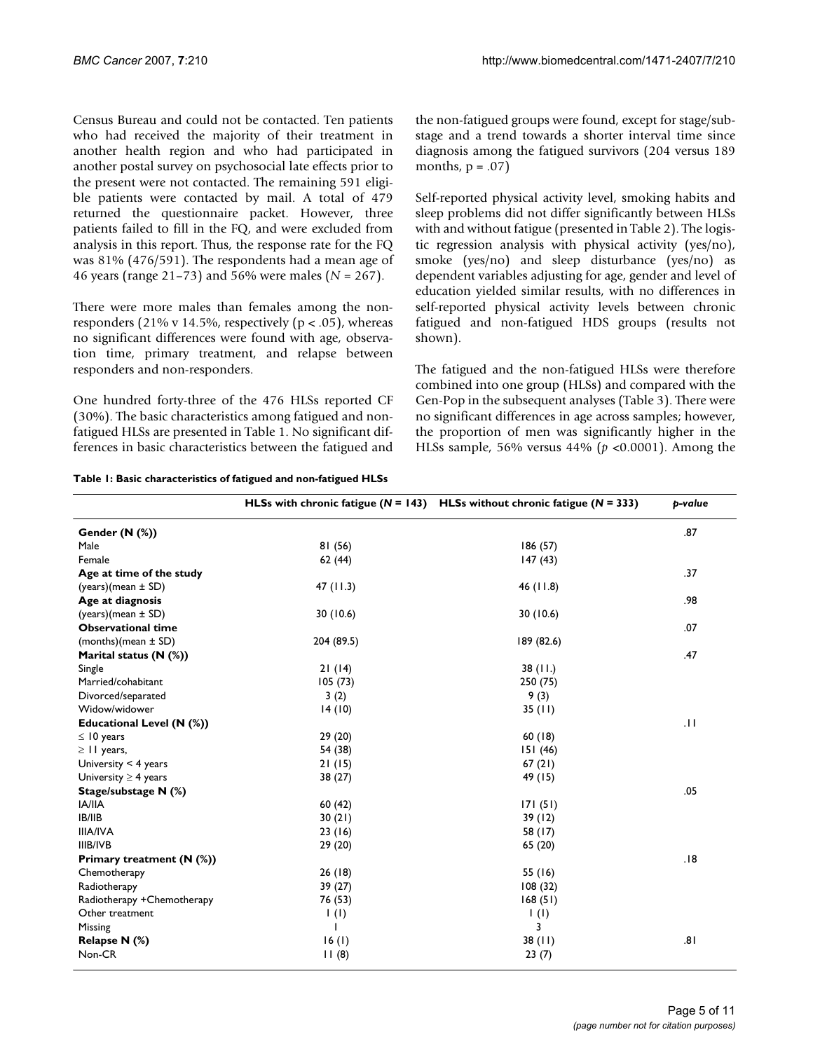Census Bureau and could not be contacted. Ten patients who had received the majority of their treatment in another health region and who had participated in another postal survey on psychosocial late effects prior to the present were not contacted. The remaining 591 eligible patients were contacted by mail. A total of 479 returned the questionnaire packet. However, three patients failed to fill in the FQ, and were excluded from analysis in this report. Thus, the response rate for the FQ was 81% (476/591). The respondents had a mean age of 46 years (range 21–73) and 56% were males ($N$ = 267).

There were more males than females among the non-responders (21% v 14.5%, respectively ($p < .05$), whereas no significant differences were found with age, observation time, primary treatment, and relapse between responders and non-responders.

One hundred forty-three of the 476 HLSs reported CF (30%). The basic characteristics among fatigued and non-fatigued HLSs are presented in Table 1. No significant differences in basic characteristics between the fatigued and the non-fatigued groups were found, except for stage/substage and a trend towards a shorter interval time since diagnosis among the fatigued survivors (204 versus 189 months, $p = .07$)

Self-reported physical activity level, smoking habits and sleep problems did not differ significantly between HLSs with and without fatigue (presented in Table 2). The logistic regression analysis with physical activity (yes/no), smoke (yes/no) and sleep disturbance (yes/no) as dependent variables adjusting for age, gender and level of education yielded similar results, with no differences in self-reported physical activity levels between chronic fatigued and non-fatigued HDS groups (results not shown).

The fatigued and the non-fatigued HLSs were therefore combined into one group (HLSs) and compared with the Gen-Pop in the subsequent analyses (Table 3). There were no significant differences in age across samples; however, the proportion of men was significantly higher in the HLSs sample, 56% versus 44% ($p$ <0.0001). Among the

**Table 1: Basic characteristics of fatigued and non-fatigued HLSs**

| | HLSs with chronic fatigue ($N$ = 143) | HLSs without chronic fatigue ($N$ = 333) | *p-value* |
|---|---|---|---|
| **Gender (N (%))** | | | .87 |
| Male | 81 (56) | 186 (57) | |
| Female | 62 (44) | 147 (43) | |
| **Age at time of the study** | | | .37 |
| (years)(mean ± SD) | 47 (11.3) | 46 (11.8) | |
| **Age at diagnosis** | | | .98 |
| (years)(mean ± SD) | 30 (10.6) | 30 (10.6) | |
| **Observational time** | | | .07 |
| (months)(mean ± SD) | 204 (89.5) | 189 (82.6) | |
| **Marital status (N (%))** | | | .47 |
| Single | 21 (14) | 38 (11.) | |
| Married/cohabitant | 105 (73) | 250 (75) | |
| Divorced/separated | 3 (2) | 9 (3) | |
| Widow/widower | 14 (10) | 35 (11) | |
| **Educational Level (N (%))** | | | .11 |
| ≤ 10 years | 29 (20) | 60 (18) | |
| ≥ 11 years, | 54 (38) | 151 (46) | |
| University < 4 years | 21 (15) | 67 (21) | |
| University ≥ 4 years | 38 (27) | 49 (15) | |
| **Stage/substage N (%)** | | | .05 |
| IA/IIA | 60 (42) | 171 (51) | |
| IB/IIB | 30 (21) | 39 (12) | |
| IIIA/IVA | 23 (16) | 58 (17) | |
| IIIB/IVB | 29 (20) | 65 (20) | |
| **Primary treatment (N (%))** | | | .18 |
| Chemotherapy | 26 (18) | 55 (16) | |
| Radiotherapy | 39 (27) | 108 (32) | |
| Radiotherapy +Chemotherapy | 76 (53) | 168 (51) | |
| Other treatment | 1 (1) | 1 (1) | |
| Missing | 1 | 3 | |
| **Relapse N (%)** | 16 (1) | 38 (11) | .81 |
| Non-CR | 11 (8) | 23 (7) | |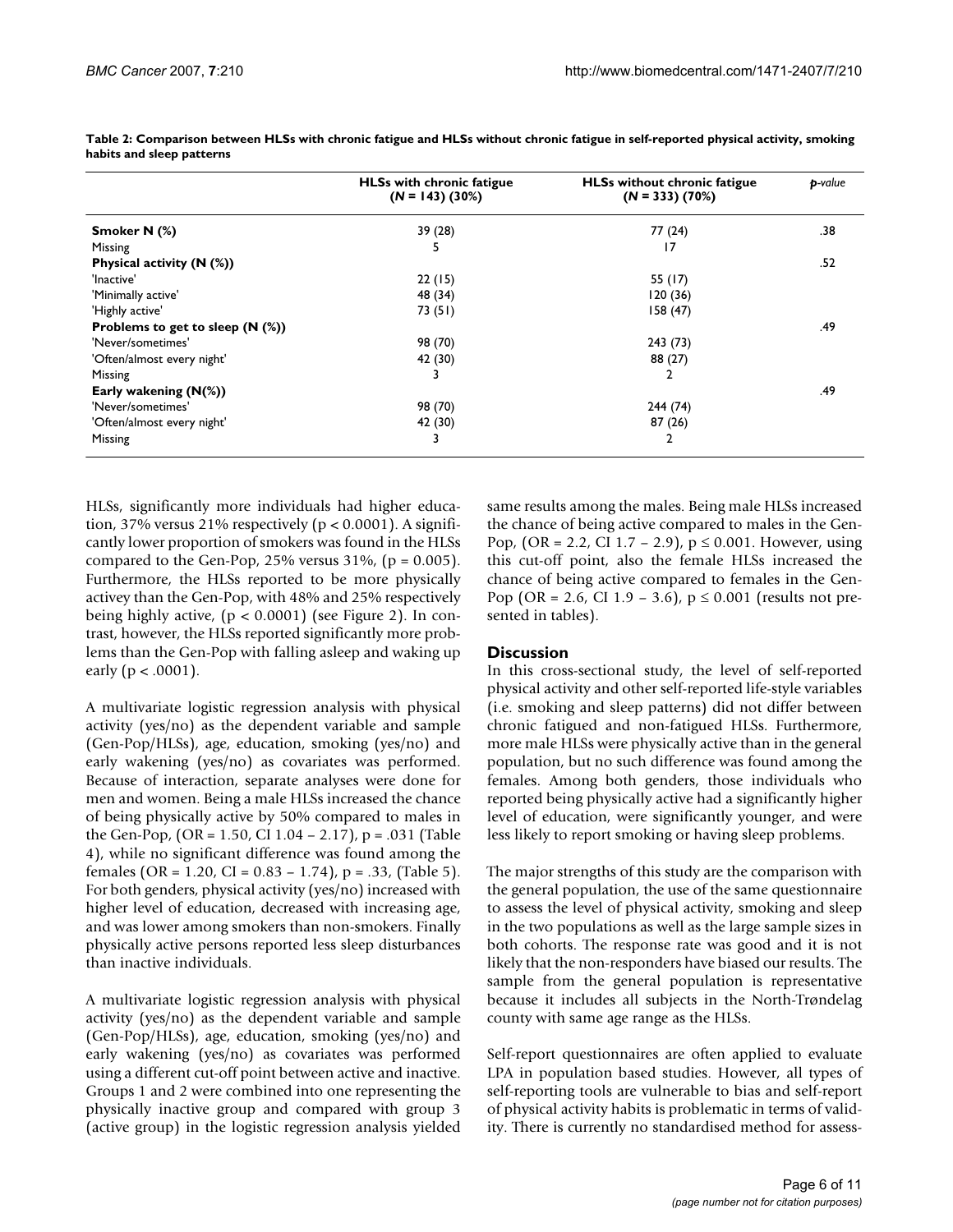**Table 2: Comparison between HLSs with chronic fatigue and HLSs without chronic fatigue in self-reported physical activity, smoking habits and sleep patterns**

| | HLSs with chronic fatigue (*N* = 143) (30%) | HLSs without chronic fatigue (*N* = 333) (70%) | *p*-value |
|---|---|---|---|
| **Smoker N (%)** | 39 (28) | 77 (24) | .38 |
| Missing | 5 | 17 | |
| **Physical activity (N (%))** | | | .52 |
| 'Inactive' | 22 (15) | 55 (17) | |
| 'Minimally active' | 48 (34) | 120 (36) | |
| 'Highly active' | 73 (51) | 158 (47) | |
| **Problems to get to sleep (N (%))** | | | .49 |
| 'Never/sometimes' | 98 (70) | 243 (73) | |
| 'Often/almost every night' | 42 (30) | 88 (27) | |
| Missing | 3 | 2 | |
| **Early wakening (N(%))** | | | .49 |
| 'Never/sometimes' | 98 (70) | 244 (74) | |
| 'Often/almost every night' | 42 (30) | 87 (26) | |
| Missing | 3 | 2 | |

HLSs, significantly more individuals had higher education, 37% versus 21% respectively ($p < 0.0001$). A significantly lower proportion of smokers was found in the HLSs compared to the Gen-Pop, 25% versus 31%, ($p = 0.005$). Furthermore, the HLSs reported to be more physically activey than the Gen-Pop, with 48% and 25% respectively being highly active, ($p < 0.0001$) (see Figure 2). In contrast, however, the HLSs reported significantly more problems than the Gen-Pop with falling asleep and waking up early ($p < .0001$).

A multivariate logistic regression analysis with physical activity (yes/no) as the dependent variable and sample (Gen-Pop/HLSs), age, education, smoking (yes/no) and early wakening (yes/no) as covariates was performed. Because of interaction, separate analyses were done for men and women. Being a male HLSs increased the chance of being physically active by 50% compared to males in the Gen-Pop, (OR = 1.50, CI 1.04 – 2.17), $p = .031$ (Table 4), while no significant difference was found among the females (OR = 1.20, CI = 0.83 – 1.74), $p = .33$, (Table 5). For both genders, physical activity (yes/no) increased with higher level of education, decreased with increasing age, and was lower among smokers than non-smokers. Finally physically active persons reported less sleep disturbances than inactive individuals.

A multivariate logistic regression analysis with physical activity (yes/no) as the dependent variable and sample (Gen-Pop/HLSs), age, education, smoking (yes/no) and early wakening (yes/no) as covariates was performed using a different cut-off point between active and inactive. Groups 1 and 2 were combined into one representing the physically inactive group and compared with group 3 (active group) in the logistic regression analysis yielded same results among the males. Being male HLSs increased the chance of being active compared to males in the Gen-Pop, (OR = 2.2, CI 1.7 – 2.9), $p \leq 0.001$. However, using this cut-off point, also the female HLSs increased the chance of being active compared to females in the Gen-Pop (OR = 2.6, CI 1.9 – 3.6), $p \leq 0.001$ (results not presented in tables).

## Discussion

In this cross-sectional study, the level of self-reported physical activity and other self-reported life-style variables (i.e. smoking and sleep patterns) did not differ between chronic fatigued and non-fatigued HLSs. Furthermore, more male HLSs were physically active than in the general population, but no such difference was found among the females. Among both genders, those individuals who reported being physically active had a significantly higher level of education, were significantly younger, and were less likely to report smoking or having sleep problems.

The major strengths of this study are the comparison with the general population, the use of the same questionnaire to assess the level of physical activity, smoking and sleep in the two populations as well as the large sample sizes in both cohorts. The response rate was good and it is not likely that the non-responders have biased our results. The sample from the general population is representative because it includes all subjects in the North-Trøndelag county with same age range as the HLSs.

Self-report questionnaires are often applied to evaluate LPA in population based studies. However, all types of self-reporting tools are vulnerable to bias and self-report of physical activity habits is problematic in terms of validity. There is currently no standardised method for assess-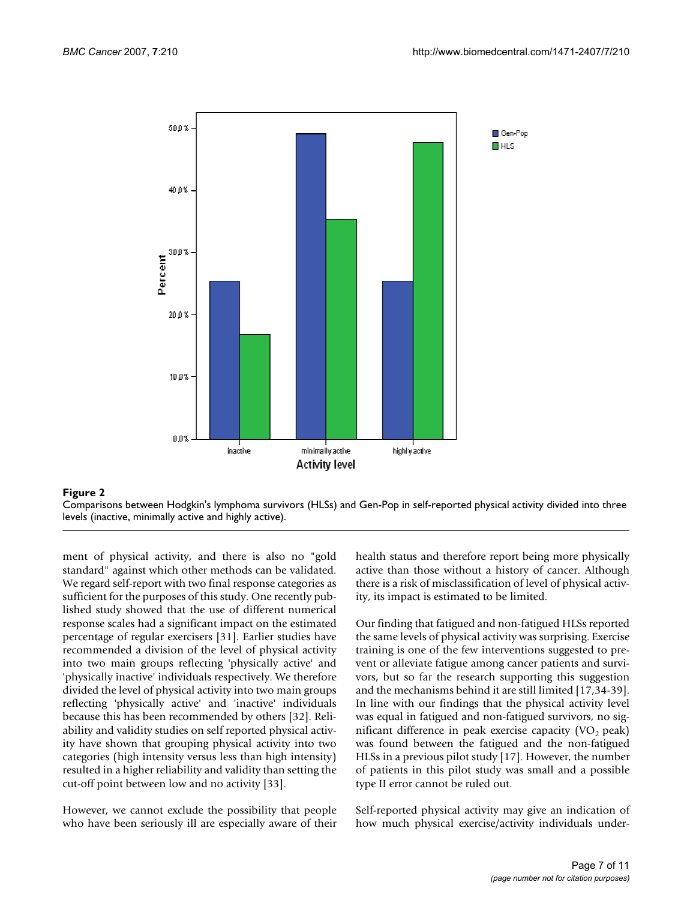**Figure 2**

Comparisons between Hodgkin's lymphoma survivors (HLSs) and Gen-Pop in self-reported physical activity divided into three levels (inactive, minimally active and highly active).

ment of physical activity, and there is also no "gold standard" against which other methods can be validated. We regard self-report with two final response categories as sufficient for the purposes of this study. One recently published study showed that the use of different numerical response scales had a significant impact on the estimated percentage of regular exercisers [31]. Earlier studies have recommended a division of the level of physical activity into two main groups reflecting 'physically active' and 'physically inactive' individuals respectively. We therefore divided the level of physical activity into two main groups reflecting 'physically active' and 'inactive' individuals because this has been recommended by others [32]. Reliability and validity studies on self reported physical activity have shown that grouping physical activity into two categories (high intensity versus less than high intensity) resulted in a higher reliability and validity than setting the cut-off point between low and no activity [33].

However, we cannot exclude the possibility that people who have been seriously ill are especially aware of their health status and therefore report being more physically active than those without a history of cancer. Although there is a risk of misclassification of level of physical activity, its impact is estimated to be limited.

Our finding that fatigued and non-fatigued HLSs reported the same levels of physical activity was surprising. Exercise training is one of the few interventions suggested to prevent or alleviate fatigue among cancer patients and survivors, but so far the research supporting this suggestion and the mechanisms behind it are still limited [17,34-39]. In line with our findings that the physical activity level was equal in fatigued and non-fatigued survivors, no significant difference in peak exercise capacity ($VO_2$ peak) was found between the fatigued and the non-fatigued HLSs in a previous pilot study [17]. However, the number of patients in this pilot study was small and a possible type II error cannot be ruled out.

Self-reported physical activity may give an indication of how much physical exercise/activity individuals under-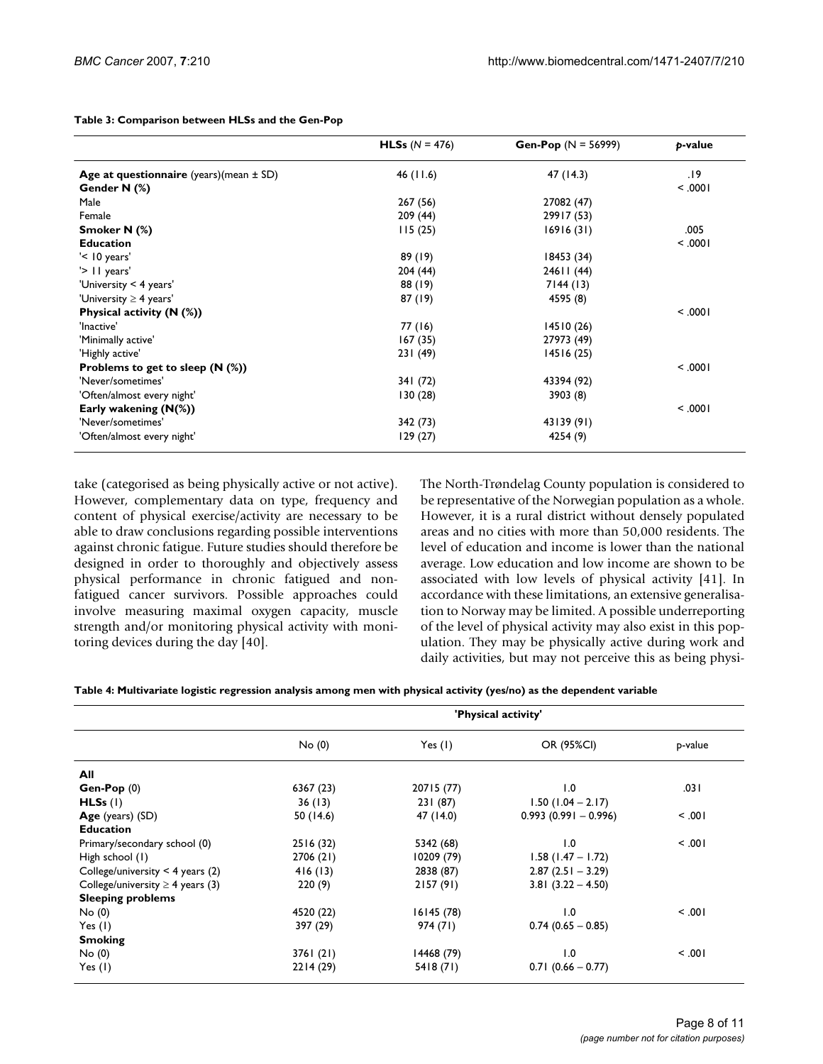**Table 3: Comparison between HLSs and the Gen-Pop**

| | **HLSs** (*N* = 476) | **Gen-Pop** (N = 56999) | *p*-value |
|---|---|---|---|
| **Age at questionnaire** (years)(mean ± SD) | 46 (11.6) | 47 (14.3) | .19 |
| **Gender N (%)** | | | < .0001 |
| Male | 267 (56) | 27082 (47) | |
| Female | 209 (44) | 29917 (53) | |
| **Smoker N (%)** | 115 (25) | 16916 (31) | .005 |
| **Education** | | | < .0001 |
| '< 10 years' | 89 (19) | 18453 (34) | |
| '> 11 years' | 204 (44) | 24611 (44) | |
| 'University < 4 years' | 88 (19) | 7144 (13) | |
| 'University ≥ 4 years' | 87 (19) | 4595 (8) | |
| **Physical activity (N (%))** | | | < .0001 |
| 'Inactive' | 77 (16) | 14510 (26) | |
| 'Minimally active' | 167 (35) | 27973 (49) | |
| 'Highly active' | 231 (49) | 14516 (25) | |
| **Problems to get to sleep (N (%))** | | | < .0001 |
| 'Never/sometimes' | 341 (72) | 43394 (92) | |
| 'Often/almost every night' | 130 (28) | 3903 (8) | |
| **Early wakening (N(%))** | | | < .0001 |
| 'Never/sometimes' | 342 (73) | 43139 (91) | |
| 'Often/almost every night' | 129 (27) | 4254 (9) | |

take (categorised as being physically active or not active). However, complementary data on type, frequency and content of physical exercise/activity are necessary to be able to draw conclusions regarding possible interventions against chronic fatigue. Future studies should therefore be designed in order to thoroughly and objectively assess physical performance in chronic fatigued and non-fatigued cancer survivors. Possible approaches could involve measuring maximal oxygen capacity, muscle strength and/or monitoring physical activity with monitoring devices during the day [40].

The North-Trøndelag County population is considered to be representative of the Norwegian population as a whole. However, it is a rural district without densely populated areas and no cities with more than 50,000 residents. The level of education and income is lower than the national average. Low education and low income are shown to be associated with low levels of physical activity [41]. In accordance with these limitations, an extensive generalisation to Norway may be limited. A possible underreporting of the level of physical activity may also exist in this population. They may be physically active during work and daily activities, but may not perceive this as being physi-

**Table 4: Multivariate logistic regression analysis among men with physical activity (yes/no) as the dependent variable**

| | 'Physical activity' | | | |
|---|---|---|---|---|
| | No (0) | Yes (1) | OR (95%CI) | p-value |
| **All** | | | | |
| **Gen-Pop** (0) | 6367 (23) | 20715 (77) | 1.0 | .031 |
| **HLSs** (1) | 36 (13) | 231 (87) | 1.50 (1.04 – 2.17) | |
| **Age** (years) (SD) | 50 (14.6) | 47 (14.0) | 0.993 (0.991 – 0.996) | < .001 |
| **Education** | | | | |
| Primary/secondary school (0) | 2516 (32) | 5342 (68) | 1.0 | < .001 |
| High school (1) | 2706 (21) | 10209 (79) | 1.58 (1.47 – 1.72) | |
| College/university < 4 years (2) | 416 (13) | 2838 (87) | 2.87 (2.51 – 3.29) | |
| College/university ≥ 4 years (3) | 220 (9) | 2157 (91) | 3.81 (3.22 – 4.50) | |
| **Sleeping problems** | | | | |
| No (0) | 4520 (22) | 16145 (78) | 1.0 | < .001 |
| Yes (1) | 397 (29) | 974 (71) | 0.74 (0.65 – 0.85) | |
| **Smoking** | | | | |
| No (0) | 3761 (21) | 14468 (79) | 1.0 | < .001 |
| Yes (1) | 2214 (29) | 5418 (71) | 0.71 (0.66 – 0.77) | |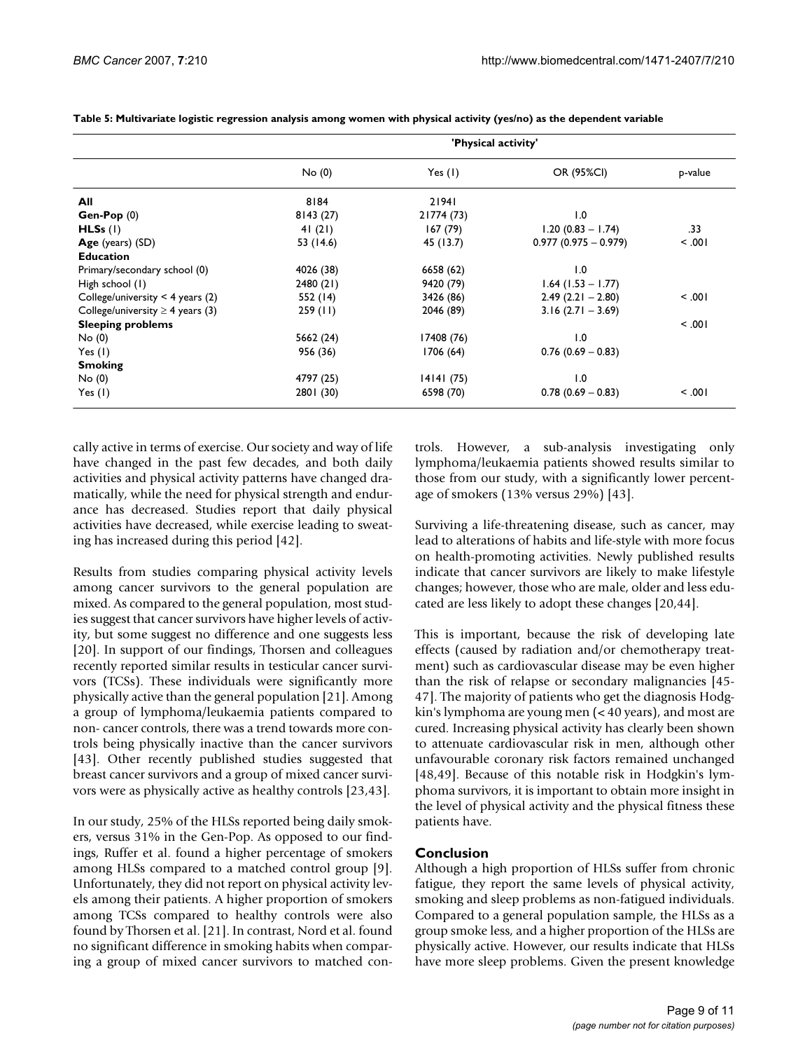**Table 5: Multivariate logistic regression analysis among women with physical activity (yes/no) as the dependent variable**

| | 'Physical activity' | | | |
|---|---|---|---|---|
| | No (0) | Yes (1) | OR (95%CI) | p-value |
| **All** | 8184 | 21941 | | |
| **Gen-Pop** (0) | 8143 (27) | 21774 (73) | 1.0 | |
| **HLSs** (1) | 41 (21) | 167 (79) | 1.20 (0.83 – 1.74) | .33 |
| **Age** (years) (SD) | 53 (14.6) | 45 (13.7) | 0.977 (0.975 – 0.979) | < .001 |
| **Education** | | | | |
| Primary/secondary school (0) | 4026 (38) | 6658 (62) | 1.0 | |
| High school (1) | 2480 (21) | 9420 (79) | 1.64 (1.53 – 1.77) | |
| College/university < 4 years (2) | 552 (14) | 3426 (86) | 2.49 (2.21 – 2.80) | < .001 |
| College/university ≥ 4 years (3) | 259 (11) | 2046 (89) | 3.16 (2.71 – 3.69) | |
| **Sleeping problems** | | | | < .001 |
| No (0) | 5662 (24) | 17408 (76) | 1.0 | |
| Yes (1) | 956 (36) | 1706 (64) | 0.76 (0.69 – 0.83) | |
| **Smoking** | | | | |
| No (0) | 4797 (25) | 14141 (75) | 1.0 | |
| Yes (1) | 2801 (30) | 6598 (70) | 0.78 (0.69 – 0.83) | < .001 |

cally active in terms of exercise. Our society and way of life have changed in the past few decades, and both daily activities and physical activity patterns have changed dramatically, while the need for physical strength and endurance has decreased. Studies report that daily physical activities have decreased, while exercise leading to sweating has increased during this period [42].

Results from studies comparing physical activity levels among cancer survivors to the general population are mixed. As compared to the general population, most studies suggest that cancer survivors have higher levels of activity, but some suggest no difference and one suggests less [20]. In support of our findings, Thorsen and colleagues recently reported similar results in testicular cancer survivors (TCSs). These individuals were significantly more physically active than the general population [21]. Among a group of lymphoma/leukaemia patients compared to non- cancer controls, there was a trend towards more controls being physically inactive than the cancer survivors [43]. Other recently published studies suggested that breast cancer survivors and a group of mixed cancer survivors were as physically active as healthy controls [23,43].

In our study, 25% of the HLSs reported being daily smokers, versus 31% in the Gen-Pop. As opposed to our findings, Ruffer et al. found a higher percentage of smokers among HLSs compared to a matched control group [9]. Unfortunately, they did not report on physical activity levels among their patients. A higher proportion of smokers among TCSs compared to healthy controls were also found by Thorsen et al. [21]. In contrast, Nord et al. found no significant difference in smoking habits when comparing a group of mixed cancer survivors to matched controls. However, a sub-analysis investigating only lymphoma/leukaemia patients showed results similar to those from our study, with a significantly lower percentage of smokers (13% versus 29%) [43].

Surviving a life-threatening disease, such as cancer, may lead to alterations of habits and life-style with more focus on health-promoting activities. Newly published results indicate that cancer survivors are likely to make lifestyle changes; however, those who are male, older and less educated are less likely to adopt these changes [20,44].

This is important, because the risk of developing late effects (caused by radiation and/or chemotherapy treatment) such as cardiovascular disease may be even higher than the risk of relapse or secondary malignancies [45-47]. The majority of patients who get the diagnosis Hodgkin's lymphoma are young men (< 40 years), and most are cured. Increasing physical activity has clearly been shown to attenuate cardiovascular risk in men, although other unfavourable coronary risk factors remained unchanged [48,49]. Because of this notable risk in Hodgkin's lymphoma survivors, it is important to obtain more insight in the level of physical activity and the physical fitness these patients have.

## Conclusion

Although a high proportion of HLSs suffer from chronic fatigue, they report the same levels of physical activity, smoking and sleep problems as non-fatigued individuals. Compared to a general population sample, the HLSs as a group smoke less, and a higher proportion of the HLSs are physically active. However, our results indicate that HLSs have more sleep problems. Given the present knowledge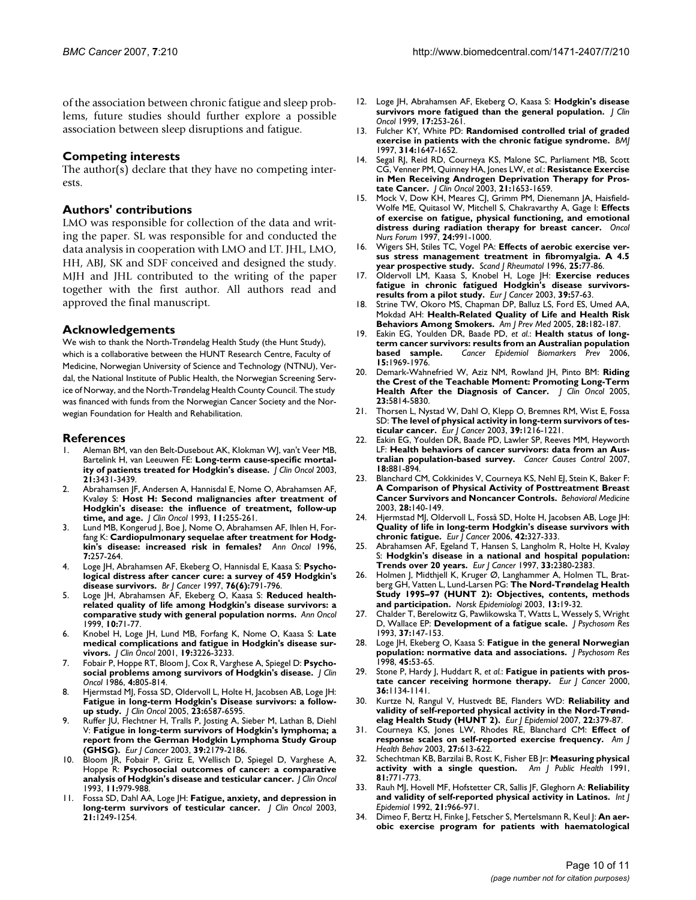of the association between chronic fatigue and sleep problems, future studies should further explore a possible association between sleep disruptions and fatigue.

## Competing interests

The author(s) declare that they have no competing interests.

## Authors' contributions

LMO was responsible for collection of the data and writing the paper. SL was responsible for and conducted the data analysis in cooperation with LMO and LT. JHL, LMO, HH, ABJ, SK and SDF conceived and designed the study. MJH and JHL contributed to the writing of the paper together with the first author. All authors read and approved the final manuscript.

## Acknowledgements

We wish to thank the North-Trøndelag Health Study (the Hunt Study), which is a collaborative between the HUNT Research Centre, Faculty of Medicine, Norwegian University of Science and Technology (NTNU), Verdal, the National Institute of Public Health, the Norwegian Screening Service of Norway, and the North-Trøndelag Health County Council. The study was financed with funds from the Norwegian Cancer Society and the Norwegian Foundation for Health and Rehabilitation.

## References

1. Aleman BM, van den Belt-Dusebout AK, Klokman WJ, van't Veer MB, Bartelink H, van Leeuwen FE: **Long-term cause-specific mortality of patients treated for Hodgkin's disease.** *J Clin Oncol* 2003, **21:**3431-3439.
2. Abrahamsen JF, Andersen A, Hannisdal E, Nome O, Abrahamsen AF, Kvaløy S: **Host H: Second malignancies after treatment of Hodgkin's disease: the influence of treatment, follow-up time, and age.** *J Clin Oncol* 1993, **11:**255-261.
3. Lund MB, Kongerud J, Boe J, Nome O, Abrahamsen AF, Ihlen H, Forfang K: **Cardiopulmonary sequelae after treatment for Hodgkin's disease: increased risk in females?** *Ann Oncol* 1996, **7:**257-264.
4. Loge JH, Abrahamsen AF, Ekeberg O, Hannisdal E, Kaasa S: **Psychological distress after cancer cure: a survey of 459 Hodgkin's disease survivors.** *Br J Cancer* 1997, **76(6):**791-796.
5. Loge JH, Abrahamsen AF, Ekeberg O, Kaasa S: **Reduced health-related quality of life among Hodgkin's disease survivors: a comparative study with general population norms.** *Ann Oncol* 1999, **10:**71-77.
6. Knobel H, Loge JH, Lund MB, Forfang K, Nome O, Kaasa S: **Late medical complications and fatigue in Hodgkin's disease survivors.** *J Clin Oncol* 2001, **19:**3226-3233.
7. Fobair P, Hoppe RT, Bloom J, Cox R, Varghese A, Spiegel D: **Psychosocial problems among survivors of Hodgkin's disease.** *J Clin Oncol* 1986, **4:**805-814.
8. Hjermstad MJ, Fossa SD, Oldervoll L, Holte H, Jacobsen AB, Loge JH: **Fatigue in long-term Hodgkin's Disease survivors: a follow-up study.** *J Clin Oncol* 2005, **23:**6587-6595.
9. Ruffer JU, Flechtner H, Tralls P, Josting A, Sieber M, Lathan B, Diehl V: **Fatigue in long-term survivors of Hodgkin's lymphoma; a report from the German Hodgkin Lymphoma Study Group (GHSG).** *Eur J Cancer* 2003, **39:**2179-2186.
10. Bloom JR, Fobair P, Gritz E, Wellisch D, Spiegel D, Varghese A, Hoppe R: **Psychosocial outcomes of cancer: a comparative analysis of Hodgkin's disease and testicular cancer.** *J Clin Oncol* 1993, **11:**979-988.
11. Fossa SD, Dahl AA, Loge JH: **Fatigue, anxiety, and depression in long-term survivors of testicular cancer.** *J Clin Oncol* 2003, **21:**1249-1254.
12. Loge JH, Abrahamsen AF, Ekeberg O, Kaasa S: **Hodgkin's disease survivors more fatigued than the general population.** *J Clin Oncol* 1999, **17:**253-261.
13. Fulcher KY, White PD: **Randomised controlled trial of graded exercise in patients with the chronic fatigue syndrome.** *BMJ* 1997, **314:**1647-1652.
14. Segal RJ, Reid RD, Courneya KS, Malone SC, Parliament MB, Scott CG, Venner PM, Quinney HA, Jones LW, *et al.*: **Resistance Exercise in Men Receiving Androgen Deprivation Therapy for Prostate Cancer.** *J Clin Oncol* 2003, **21:**1653-1659.
15. Mock V, Dow KH, Meares CJ, Grimm PM, Dienemann JA, Haisfield-Wolfe ME, Quitasol W, Mitchell S, Chakravarthy A, Gage I: **Effects of exercise on fatigue, physical functioning, and emotional distress during radiation therapy for breast cancer.** *Oncol Nurs Forum* 1997, **24:**991-1000.
16. Wigers SH, Stiles TC, Vogel PA: **Effects of aerobic exercise versus stress management treatment in fibromyalgia. A 4.5 year prospective study.** *Scand J Rheumatol* 1996, **25:**77-86.
17. Oldervoll LM, Kaasa S, Knobel H, Loge JH: **Exercise reduces fatigue in chronic fatigued Hodgkin's disease survivors-results from a pilot study.** *Eur J Cancer* 2003, **39:**57-63.
18. Strine TW, Okoro MS, Chapman DP, Balluz LS, Ford ES, Umed AA, Mokdad AH: **Health-Related Quality of Life and Health Risk Behaviors Among Smokers.** *Am J Prev Med* 2005, **28:**182-187.
19. Eakin EG, Youlden DR, Baade PD, *et al.*: **Health status of long-term cancer survivors: results from an Australian population based sample.** *Cancer Epidemiol Biomarkers Prev* 2006, **15:**1969-1976.
20. Demark-Wahnefried W, Aziz NM, Rowland JH, Pinto BM: **Riding the Crest of the Teachable Moment: Promoting Long-Term Health After the Diagnosis of Cancer.** *J Clin Oncol* 2005, **23:**5814-5830.
21. Thorsen L, Nystad W, Dahl O, Klepp O, Bremnes RM, Wist E, Fossa SD: **The level of physical activity in long-term survivors of testicular cancer.** *Eur J Cancer* 2003, **39:**1216-1221.
22. Eakin EG, Youlden DR, Baade PD, Lawler SP, Reeves MM, Heyworth LF: **Health behaviors of cancer survivors: data from an Australian population-based survey.** *Cancer Causes Control* 2007, **18:**881-894.
23. Blanchard CM, Cokkinides V, Courneya KS, Nehl EJ, Stein K, Baker F: **A Comparison of Physical Activity of Posttreatment Breast Cancer Survivors and Noncancer Controls.** *Behavioral Medicine* 2003, **28:**140-149.
24. Hjermstad MJ, Oldervoll L, Fosså SD, Holte H, Jacobsen AB, Loge JH: **Quality of life in long-term Hodgkin's disease survivors with chronic fatigue.** *Eur J Cancer* 2006, **42:**327-333.
25. Abrahamsen AF, Egeland T, Hansen S, Langholm R, Holte H, Kvaløy S: **Hodgkin's disease in a national and hospital population: Trends over 20 years.** *Eur J Cancer* 1997, **33:**2380-2383.
26. Holmen J, Midthjell K, Kruger Ø, Langhammer A, Holmen TL, Bratberg GH, Vatten L, Lund-Larsen PG: **The Nord-Trøndelag Health Study 1995–97 (HUNT 2): Objectives, contents, methods and participation.** *Norsk Epidemiologi* 2003, **13:**19-32.
27. Chalder T, Berelowitz G, Pawlikowska T, Watts L, Wessely S, Wright D, Wallace EP: **Development of a fatigue scale.** *J Psychosom Res* 1993, **37:**147-153.
28. Loge JH, Ekeberg O, Kaasa S: **Fatigue in the general Norwegian population: normative data and associations.** *J Psychosom Res* 1998, **45:**53-65.
29. Stone P, Hardy J, Huddart R, *et al.*: **Fatigue in patients with prostate cancer receiving hormone therapy.** *Eur J Cancer* 2000, **36:**1134-1141.
30. Kurtze N, Rangul V, Hustvedt BE, Flanders WD: **Reliability and validity of self-reported physical activity in the Nord-Trøndelag Health Study (HUNT 2).** *Eur J Epidemiol* 2007, **22:**379-87.
31. Courneya KS, Jones LW, Rhodes RE, Blanchard CM: **Effect of response scales on self-reported exercise frequency.** *Am J Health Behav* 2003, **27:**613-622.
32. Schechtman KB, Barzilai B, Rost K, Fisher EB Jr: **Measuring physical activity with a single question.** *Am J Public Health* 1991, **81:**771-773.
33. Rauh MJ, Hovell MF, Hofstetter CR, Sallis JF, Gleghorn A: **Reliability and validity of self-reported physical activity in Latinos.** *Int J Epidemiol* 1992, **21:**966-971.
34. Dimeo F, Bertz H, Finke J, Fetscher S, Mertelsmann R, Keul J: **An aerobic exercise program for patients with haematological**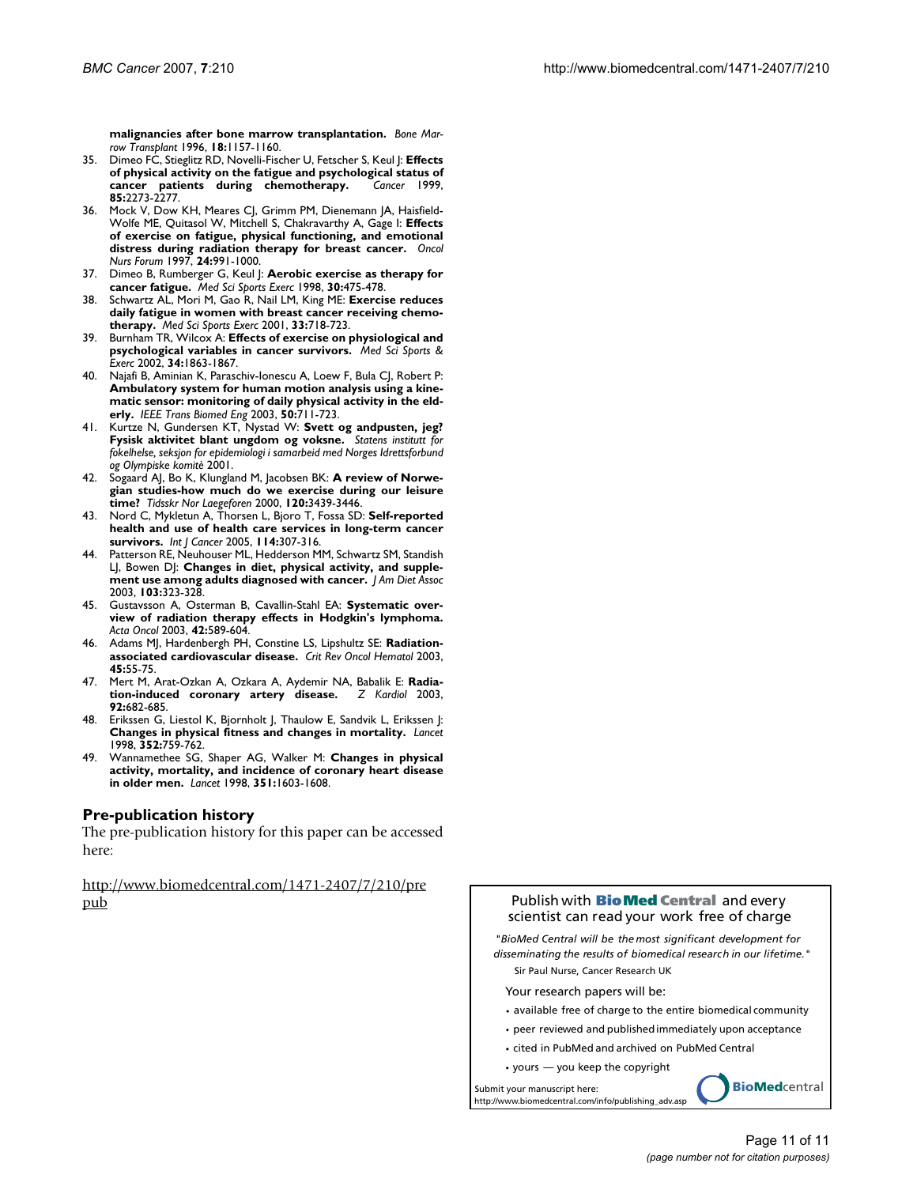malignancies after bone marrow transplantation. *Bone Marrow Transplant* 1996, **18:**1157-1160.

35. Dimeo FC, Stieglitz RD, Novelli-Fischer U, Fetscher S, Keul J: **Effects of physical activity on the fatigue and psychological status of cancer patients during chemotherapy.** *Cancer* 1999, **85:**2273-2277.
36. Mock V, Dow KH, Meares CJ, Grimm PM, Dienemann JA, Haisfield-Wolfe ME, Quitasol W, Mitchell S, Chakravarthy A, Gage I: **Effects of exercise on fatigue, physical functioning, and emotional distress during radiation therapy for breast cancer.** *Oncol Nurs Forum* 1997, **24:**991-1000.
37. Dimeo B, Rumberger G, Keul J: **Aerobic exercise as therapy for cancer fatigue.** *Med Sci Sports Exerc* 1998, **30:**475-478.
38. Schwartz AL, Mori M, Gao R, Nail LM, King ME: **Exercise reduces daily fatigue in women with breast cancer receiving chemotherapy.** *Med Sci Sports Exerc* 2001, **33:**718-723.
39. Burnham TR, Wilcox A: **Effects of exercise on physiological and psychological variables in cancer survivors.** *Med Sci Sports & Exerc* 2002, **34:**1863-1867.
40. Najafi B, Aminian K, Paraschiv-Ionescu A, Loew F, Bula CJ, Robert P: **Ambulatory system for human motion analysis using a kinematic sensor: monitoring of daily physical activity in the elderly.** *IEEE Trans Biomed Eng* 2003, **50:**711-723.
41. Kurtze N, Gundersen KT, Nystad W: **Svett og andpusten, jeg? Fysisk aktivitet blant ungdom og voksne.** *Statens institutt for fokelhelse, seksjon for epidemiologi i samarbeid med Norges Idrettsforbund og Olympiske komitè* 2001.
42. Sogaard AJ, Bo K, Klungland M, Jacobsen BK: **A review of Norwegian studies-how much do we exercise during our leisure time?** *Tidsskr Nor Laegeforen* 2000, **120:**3439-3446.
43. Nord C, Mykletun A, Thorsen L, Bjoro T, Fossa SD: **Self-reported health and use of health care services in long-term cancer survivors.** *Int J Cancer* 2005, **114:**307-316.
44. Patterson RE, Neuhouser ML, Hedderson MM, Schwartz SM, Standish LJ, Bowen DJ: **Changes in diet, physical activity, and supplement use among adults diagnosed with cancer.** *J Am Diet Assoc* 2003, **103:**323-328.
45. Gustavsson A, Osterman B, Cavallin-Stahl EA: **Systematic overview of radiation therapy effects in Hodgkin's lymphoma.** *Acta Oncol* 2003, **42:**589-604.
46. Adams MJ, Hardenbergh PH, Constine LS, Lipshultz SE: **Radiation-associated cardiovascular disease.** *Crit Rev Oncol Hematol* 2003, **45:**55-75.
47. Mert M, Arat-Ozkan A, Ozkara A, Aydemir NA, Babalik E: **Radiation-induced coronary artery disease.** *Z Kardiol* 2003, **92:**682-685.
48. Erikssen G, Liestol K, Bjornholt J, Thaulow E, Sandvik L, Erikssen J: **Changes in physical fitness and changes in mortality.** *Lancet* 1998, **352:**759-762.
49. Wannamethee SG, Shaper AG, Walker M: **Changes in physical activity, mortality, and incidence of coronary heart disease in older men.** *Lancet* 1998, **351:**1603-1608.

## Pre-publication history

The pre-publication history for this paper can be accessed here:

http://www.biomedcentral.com/1471-2407/7/210/prepub

Publish with **BioMed Central** and every scientist can read your work free of charge

*"BioMed Central will be the most significant development for disseminating the results of biomedical research in our lifetime."*

Sir Paul Nurse, Cancer Research UK

Your research papers will be:

- available free of charge to the entire biomedical community
- peer reviewed and published immediately upon acceptance
- cited in PubMed and archived on PubMed Central
- yours — you keep the copyright

Submit your manuscript here:
http://www.biomedcentral.com/info/publishing_adv.asp

BioMedcentral